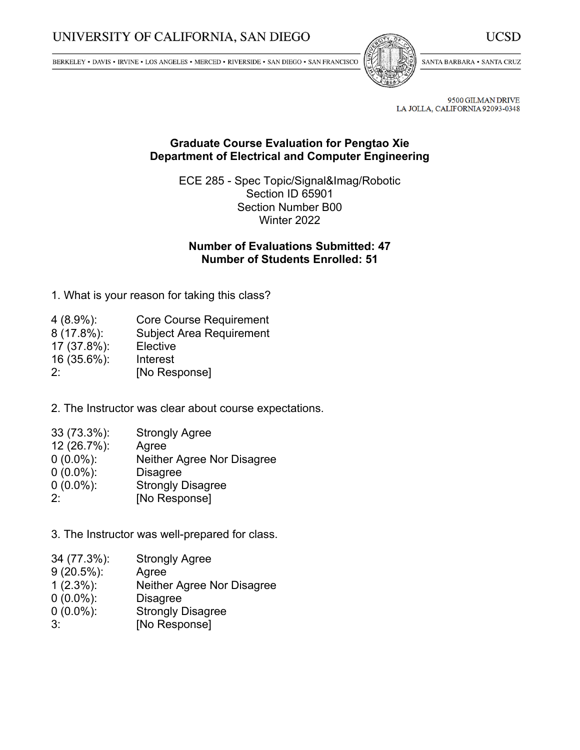UNIVERSITY OF CALIFORNIA, SAN DIEGO

UCSD

BERKELEY • DAVIS • IRVINE • LOS ANGELES • MERCED • RIVERSIDE • SAN DIEGO • SAN FRANCISCO

SANTA BARBARA • SANTA CRUZ

9500 GILMAN DRIVE
LA JOLLA, CALIFORNIA 92093-0348

# Graduate Course Evaluation for Pengtao Xie
# Department of Electrical and Computer Engineering

ECE 285 - Spec Topic/Signal&Imag/Robotic
Section ID 65901
Section Number B00
Winter 2022

**Number of Evaluations Submitted: 47**
**Number of Students Enrolled: 51**

1. What is your reason for taking this class?

| | |
|---|---|
| 4 (8.9%): | Core Course Requirement |
| 8 (17.8%): | Subject Area Requirement |
| 17 (37.8%): | Elective |
| 16 (35.6%): | Interest |
| 2: | [No Response] |

2. The Instructor was clear about course expectations.

| | |
|---|---|
| 33 (73.3%): | Strongly Agree |
| 12 (26.7%): | Agree |
| 0 (0.0%): | Neither Agree Nor Disagree |
| 0 (0.0%): | Disagree |
| 0 (0.0%): | Strongly Disagree |
| 2: | [No Response] |

3. The Instructor was well-prepared for class.

| | |
|---|---|
| 34 (77.3%): | Strongly Agree |
| 9 (20.5%): | Agree |
| 1 (2.3%): | Neither Agree Nor Disagree |
| 0 (0.0%): | Disagree |
| 0 (0.0%): | Strongly Disagree |
| 3: | [No Response] |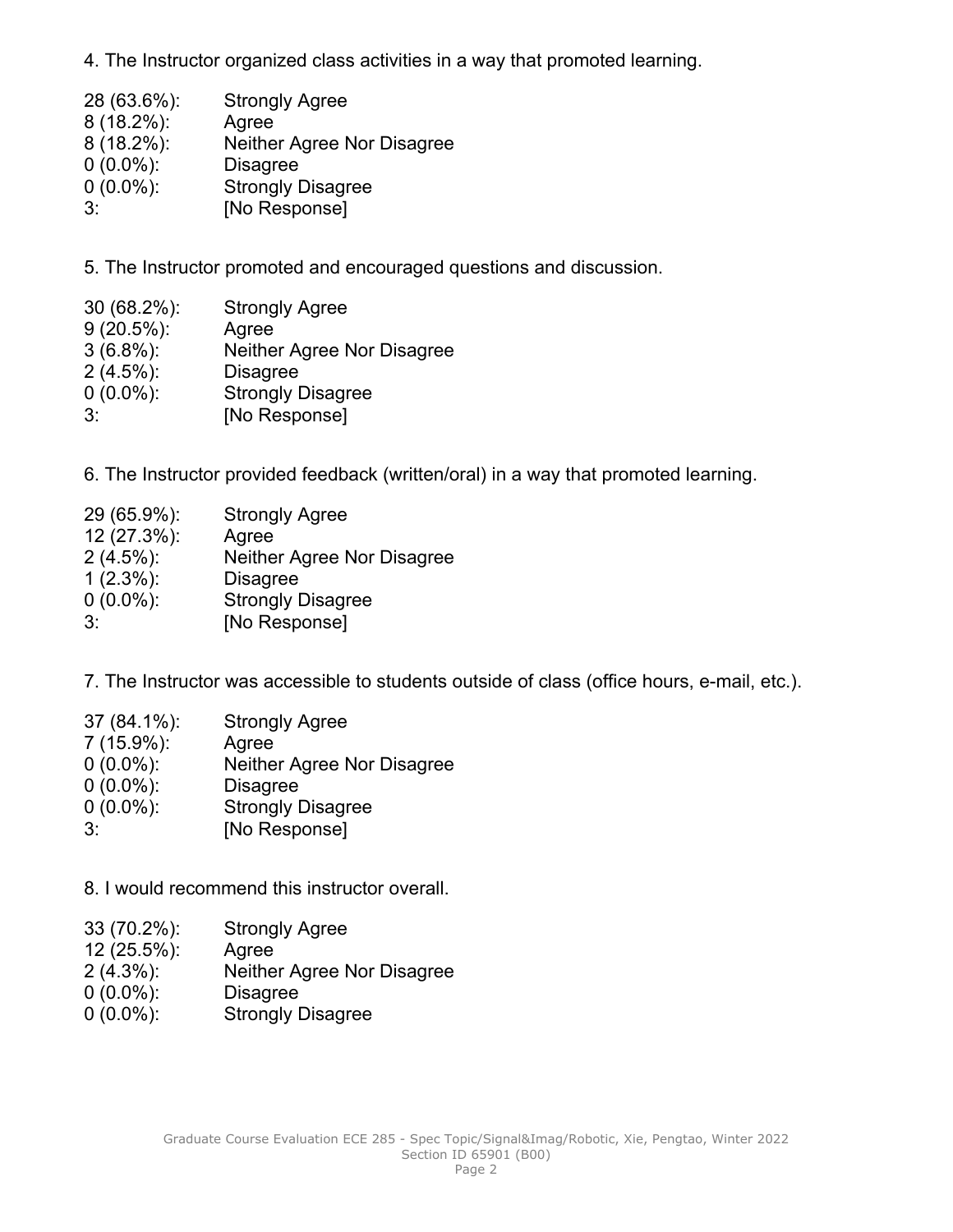4. The Instructor organized class activities in a way that promoted learning.

| | |
|---|---|
| 28 (63.6%): | Strongly Agree |
| 8 (18.2%): | Agree |
| 8 (18.2%): | Neither Agree Nor Disagree |
| 0 (0.0%): | Disagree |
| 0 (0.0%): | Strongly Disagree |
| 3: | [No Response] |

5. The Instructor promoted and encouraged questions and discussion.

| | |
|---|---|
| 30 (68.2%): | Strongly Agree |
| 9 (20.5%): | Agree |
| 3 (6.8%): | Neither Agree Nor Disagree |
| 2 (4.5%): | Disagree |
| 0 (0.0%): | Strongly Disagree |
| 3: | [No Response] |

6. The Instructor provided feedback (written/oral) in a way that promoted learning.

| | |
|---|---|
| 29 (65.9%): | Strongly Agree |
| 12 (27.3%): | Agree |
| 2 (4.5%): | Neither Agree Nor Disagree |
| 1 (2.3%): | Disagree |
| 0 (0.0%): | Strongly Disagree |
| 3: | [No Response] |

7. The Instructor was accessible to students outside of class (office hours, e-mail, etc.).

| | |
|---|---|
| 37 (84.1%): | Strongly Agree |
| 7 (15.9%): | Agree |
| 0 (0.0%): | Neither Agree Nor Disagree |
| 0 (0.0%): | Disagree |
| 0 (0.0%): | Strongly Disagree |
| 3: | [No Response] |

8. I would recommend this instructor overall.

| | |
|---|---|
| 33 (70.2%): | Strongly Agree |
| 12 (25.5%): | Agree |
| 2 (4.3%): | Neither Agree Nor Disagree |
| 0 (0.0%): | Disagree |
| 0 (0.0%): | Strongly Disagree |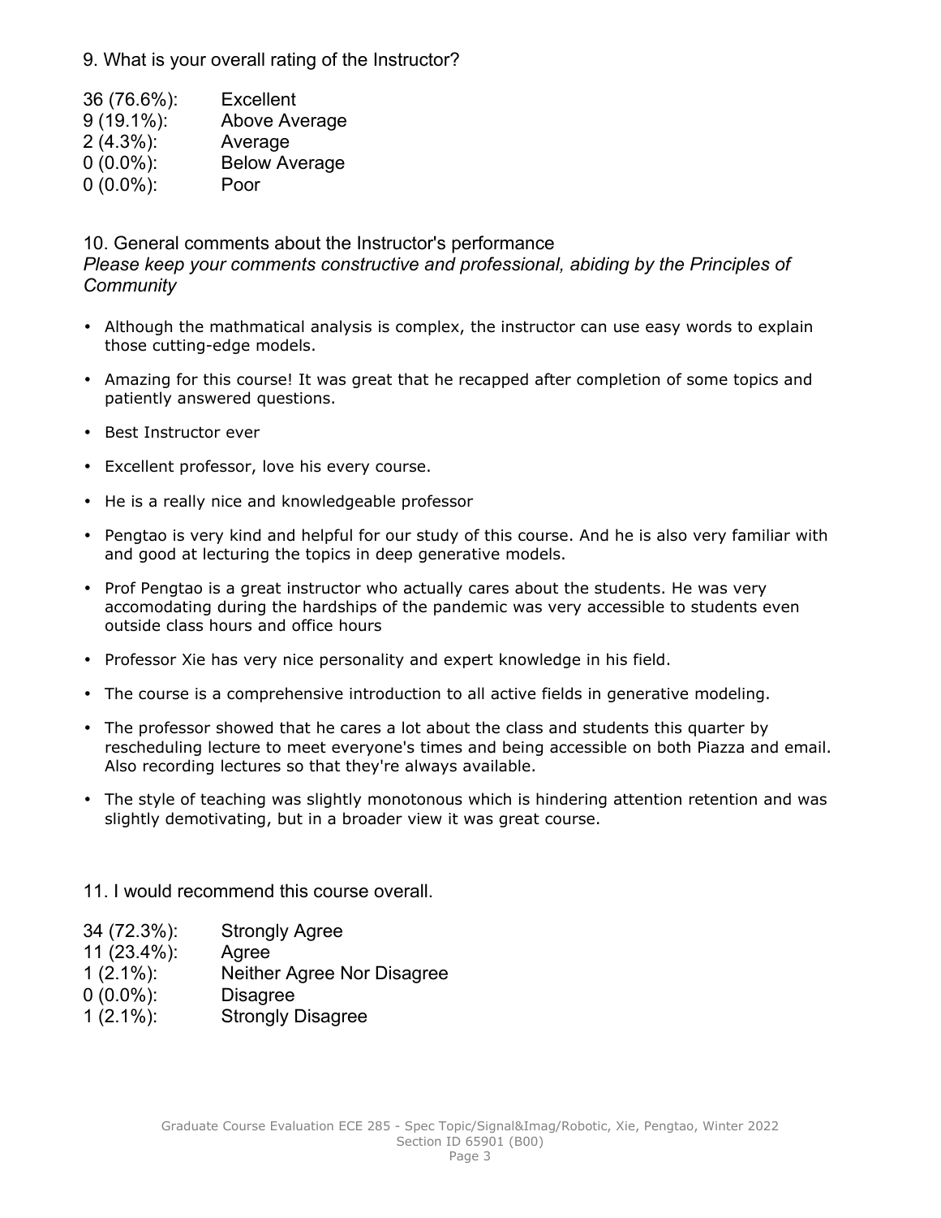9. What is your overall rating of the Instructor?

| | |
|---|---|
| 36 (76.6%): | Excellent |
| 9 (19.1%): | Above Average |
| 2 (4.3%): | Average |
| 0 (0.0%): | Below Average |
| 0 (0.0%): | Poor |

10. General comments about the Instructor's performance
*Please keep your comments constructive and professional, abiding by the Principles of Community*

- Although the mathmatical analysis is complex, the instructor can use easy words to explain those cutting-edge models.
- Amazing for this course! It was great that he recapped after completion of some topics and patiently answered questions.
- Best Instructor ever
- Excellent professor, love his every course.
- He is a really nice and knowledgeable professor
- Pengtao is very kind and helpful for our study of this course. And he is also very familiar with and good at lecturing the topics in deep generative models.
- Prof Pengtao is a great instructor who actually cares about the students. He was very accomodating during the hardships of the pandemic was very accessible to students even outside class hours and office hours
- Professor Xie has very nice personality and expert knowledge in his field.
- The course is a comprehensive introduction to all active fields in generative modeling.
- The professor showed that he cares a lot about the class and students this quarter by rescheduling lecture to meet everyone's times and being accessible on both Piazza and email. Also recording lectures so that they're always available.
- The style of teaching was slightly monotonous which is hindering attention retention and was slightly demotivating, but in a broader view it was great course.

11. I would recommend this course overall.

| | |
|---|---|
| 34 (72.3%): | Strongly Agree |
| 11 (23.4%): | Agree |
| 1 (2.1%): | Neither Agree Nor Disagree |
| 0 (0.0%): | Disagree |
| 1 (2.1%): | Strongly Disagree |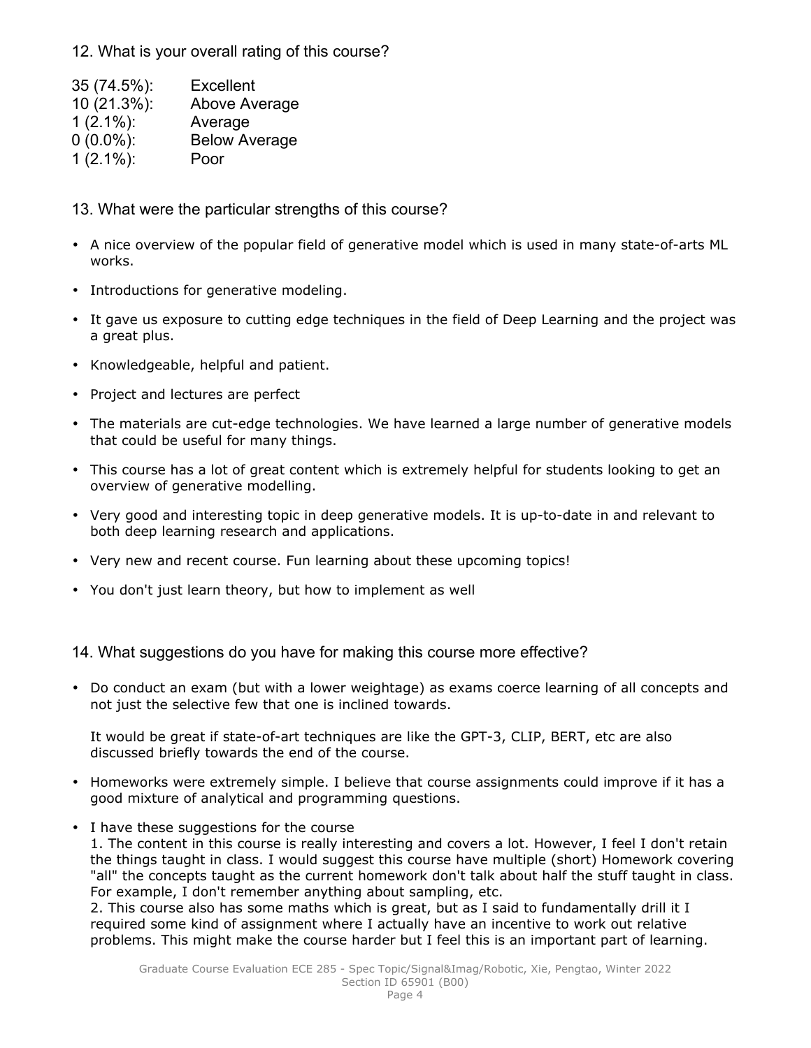12. What is your overall rating of this course?

| | |
|---|---|
| 35 (74.5%): | Excellent |
| 10 (21.3%): | Above Average |
| 1 (2.1%): | Average |
| 0 (0.0%): | Below Average |
| 1 (2.1%): | Poor |

13. What were the particular strengths of this course?

- A nice overview of the popular field of generative model which is used in many state-of-arts ML works.
- Introductions for generative modeling.
- It gave us exposure to cutting edge techniques in the field of Deep Learning and the project was a great plus.
- Knowledgeable, helpful and patient.
- Project and lectures are perfect
- The materials are cut-edge technologies. We have learned a large number of generative models that could be useful for many things.
- This course has a lot of great content which is extremely helpful for students looking to get an overview of generative modelling.
- Very good and interesting topic in deep generative models. It is up-to-date in and relevant to both deep learning research and applications.
- Very new and recent course. Fun learning about these upcoming topics!
- You don't just learn theory, but how to implement as well

14. What suggestions do you have for making this course more effective?

- Do conduct an exam (but with a lower weightage) as exams coerce learning of all concepts and not just the selective few that one is inclined towards.

  It would be great if state-of-art techniques are like the GPT-3, CLIP, BERT, etc are also discussed briefly towards the end of the course.
- Homeworks were extremely simple. I believe that course assignments could improve if it has a good mixture of analytical and programming questions.
- I have these suggestions for the course
  1. The content in this course is really interesting and covers a lot. However, I feel I don't retain the things taught in class. I would suggest this course have multiple (short) Homework covering "all" the concepts taught as the current homework don't talk about half the stuff taught in class. For example, I don't remember anything about sampling, etc.
  2. This course also has some maths which is great, but as I said to fundamentally drill it I required some kind of assignment where I actually have an incentive to work out relative problems. This might make the course harder but I feel this is an important part of learning.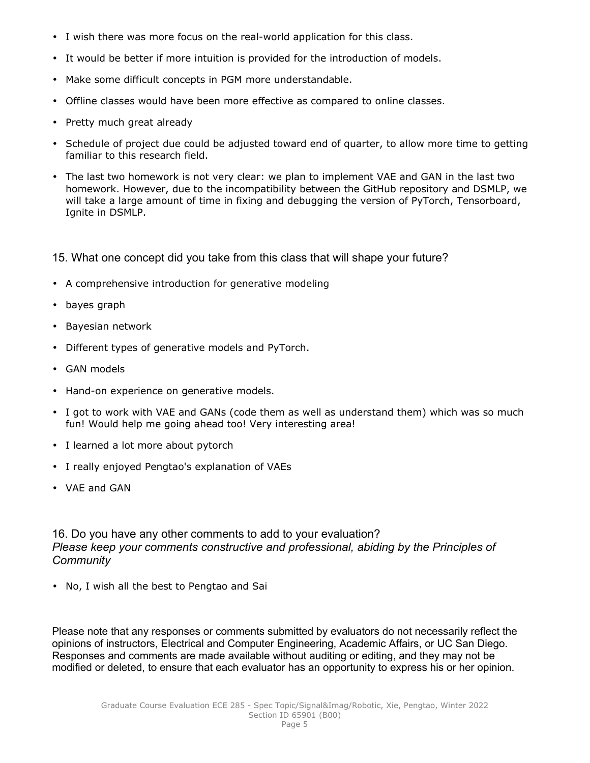- I wish there was more focus on the real-world application for this class.
- It would be better if more intuition is provided for the introduction of models.
- Make some difficult concepts in PGM more understandable.
- Offline classes would have been more effective as compared to online classes.
- Pretty much great already
- Schedule of project due could be adjusted toward end of quarter, to allow more time to getting familiar to this research field.
- The last two homework is not very clear: we plan to implement VAE and GAN in the last two homework. However, due to the incompatibility between the GitHub repository and DSMLP, we will take a large amount of time in fixing and debugging the version of PyTorch, Tensorboard, Ignite in DSMLP.

## 15. What one concept did you take from this class that will shape your future?

- A comprehensive introduction for generative modeling
- bayes graph
- Bayesian network
- Different types of generative models and PyTorch.
- GAN models
- Hand-on experience on generative models.
- I got to work with VAE and GANs (code them as well as understand them) which was so much fun! Would help me going ahead too! Very interesting area!
- I learned a lot more about pytorch
- I really enjoyed Pengtao's explanation of VAEs
- VAE and GAN

## 16. Do you have any other comments to add to your evaluation?

*Please keep your comments constructive and professional, abiding by the Principles of Community*

- No, I wish all the best to Pengtao and Sai

Please note that any responses or comments submitted by evaluators do not necessarily reflect the opinions of instructors, Electrical and Computer Engineering, Academic Affairs, or UC San Diego. Responses and comments are made available without auditing or editing, and they may not be modified or deleted, to ensure that each evaluator has an opportunity to express his or her opinion.